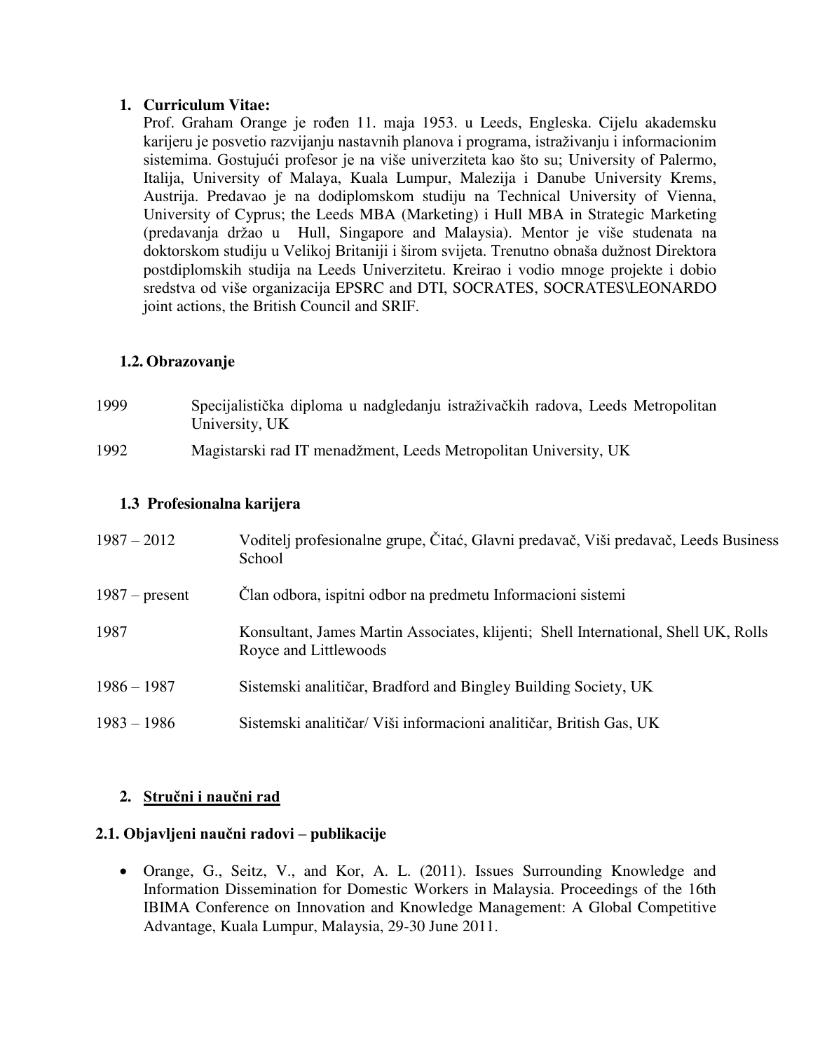1. **Curriculum Vitae:**

   Prof. Graham Orange je rođen 11. maja 1953. u Leeds, Engleska. Cijelu akademsku karijeru je posvetio razvijanju nastavnih planova i programa, istraživanju i informacionim sistemima. Gostujući profesor je na više univerziteta kao što su; University of Palermo, Italija, University of Malaya, Kuala Lumpur, Malezija i Danube University Krems, Austrija. Predavao je na dodiplomskom studiju na Technical University of Vienna, University of Cyprus; the Leeds MBA (Marketing) i Hull MBA in Strategic Marketing (predavanja držao u Hull, Singapore and Malaysia). Mentor je više studenata na doktorskom studiju u Velikoj Britaniji i širom svijeta. Trenutno obnaša dužnost Direktora postdiplomskih studija na Leeds Univerzitetu. Kreirao i vodio mnoge projekte i dobio sredstva od više organizacija EPSRC and DTI, SOCRATES, SOCRATES\LEONARDO joint actions, the British Council and SRIF.

### 1.2. Obrazovanje

| | |
|---|---|
| 1999 | Specijalistička diploma u nadgledanju istraživačkih radova, Leeds Metropolitan University, UK |
| 1992 | Magistarski rad IT menadžment, Leeds Metropolitan University, UK |

### 1.3 Profesionalna karijera

| | |
|---|---|
| 1987 – 2012 | Voditelj profesionalne grupe, Čitać, Glavni predavač, Viši predavač, Leeds Business School |
| 1987 – present | Član odbora, ispitni odbor na predmetu Informacioni sistemi |
| 1987 | Konsultant, James Martin Associates, klijenti; Shell International, Shell UK, Rolls Royce and Littlewoods |
| 1986 – 1987 | Sistemski analitičar, Bradford and Bingley Building Society, UK |
| 1983 – 1986 | Sistemski analitičar/ Viši informacioni analitičar, British Gas, UK |

## 2. <u>Stručni i naučni rad</u>

### 2.1. Objavljeni naučni radovi – publikacije

- Orange, G., Seitz, V., and Kor, A. L. (2011). Issues Surrounding Knowledge and Information Dissemination for Domestic Workers in Malaysia. Proceedings of the 16th IBIMA Conference on Innovation and Knowledge Management: A Global Competitive Advantage, Kuala Lumpur, Malaysia, 29-30 June 2011.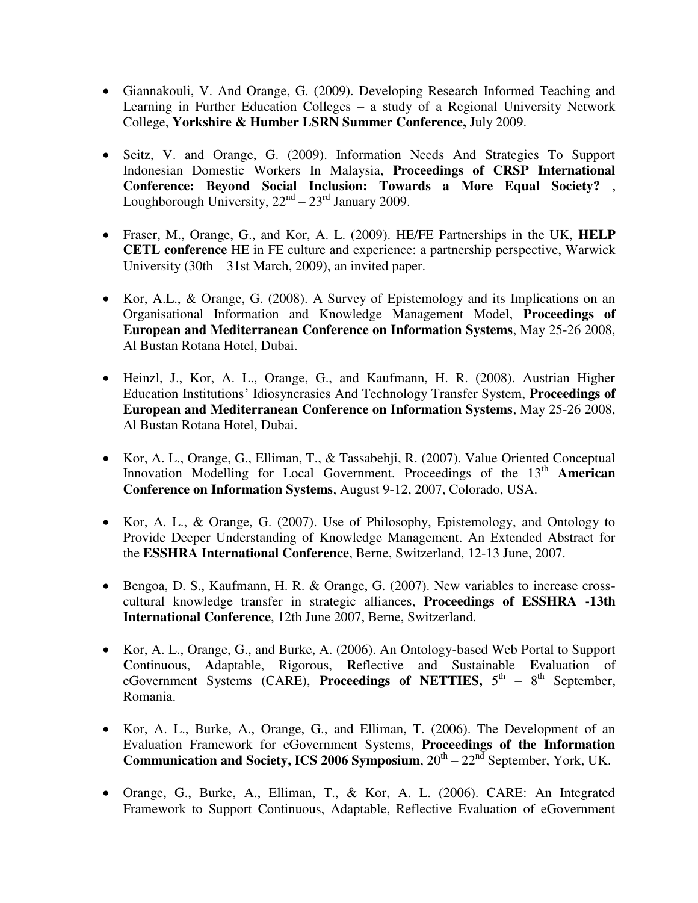- Giannakouli, V. And Orange, G. (2009). Developing Research Informed Teaching and Learning in Further Education Colleges – a study of a Regional University Network College, **Yorkshire & Humber LSRN Summer Conference,** July 2009.

- Seitz, V. and Orange, G. (2009). Information Needs And Strategies To Support Indonesian Domestic Workers In Malaysia, **Proceedings of CRSP International Conference: Beyond Social Inclusion: Towards a More Equal Society?** , Loughborough University, 22nd – 23rd January 2009.

- Fraser, M., Orange, G., and Kor, A. L. (2009). HE/FE Partnerships in the UK, **HELP CETL conference** HE in FE culture and experience: a partnership perspective, Warwick University (30th – 31st March, 2009), an invited paper.

- Kor, A.L., & Orange, G. (2008). A Survey of Epistemology and its Implications on an Organisational Information and Knowledge Management Model, **Proceedings of European and Mediterranean Conference on Information Systems**, May 25-26 2008, Al Bustan Rotana Hotel, Dubai.

- Heinzl, J., Kor, A. L., Orange, G., and Kaufmann, H. R. (2008). Austrian Higher Education Institutions' Idiosyncrasies And Technology Transfer System, **Proceedings of European and Mediterranean Conference on Information Systems**, May 25-26 2008, Al Bustan Rotana Hotel, Dubai.

- Kor, A. L., Orange, G., Elliman, T., & Tassabehji, R. (2007). Value Oriented Conceptual Innovation Modelling for Local Government. Proceedings of the 13th **American Conference on Information Systems**, August 9-12, 2007, Colorado, USA.

- Kor, A. L., & Orange, G. (2007). Use of Philosophy, Epistemology, and Ontology to Provide Deeper Understanding of Knowledge Management. An Extended Abstract for the **ESSHRA International Conference**, Berne, Switzerland, 12-13 June, 2007.

- Bengoa, D. S., Kaufmann, H. R. & Orange, G. (2007). New variables to increase cross-cultural knowledge transfer in strategic alliances, **Proceedings of ESSHRA -13th International Conference**, 12th June 2007, Berne, Switzerland.

- Kor, A. L., Orange, G., and Burke, A. (2006). An Ontology-based Web Portal to Support **C**ontinuous, **A**daptable, Rigorous, **R**eflective and Sustainable **E**valuation of eGovernment Systems (CARE), **Proceedings of NETTIES,** 5th – 8th September, Romania.

- Kor, A. L., Burke, A., Orange, G., and Elliman, T. (2006). The Development of an Evaluation Framework for eGovernment Systems, **Proceedings of the Information Communication and Society, ICS 2006 Symposium**, 20th – 22nd September, York, UK.

- Orange, G., Burke, A., Elliman, T., & Kor, A. L. (2006). CARE: An Integrated Framework to Support Continuous, Adaptable, Reflective Evaluation of eGovernment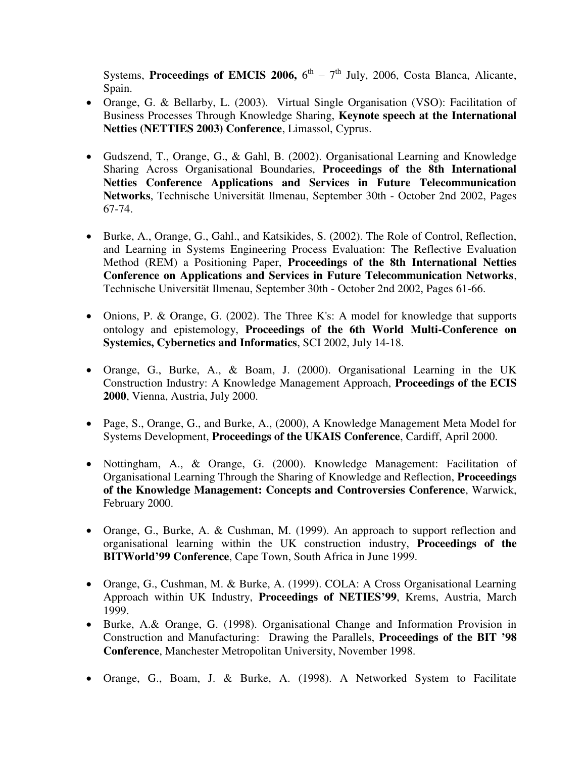Systems, **Proceedings of EMCIS 2006,** 6th – 7th July, 2006, Costa Blanca, Alicante, Spain.

- Orange, G. & Bellarby, L. (2003). Virtual Single Organisation (VSO): Facilitation of Business Processes Through Knowledge Sharing, **Keynote speech at the International Netties (NETTIES 2003) Conference**, Limassol, Cyprus.

- Gudszend, T., Orange, G., & Gahl, B. (2002). Organisational Learning and Knowledge Sharing Across Organisational Boundaries, **Proceedings of the 8th International Netties Conference Applications and Services in Future Telecommunication Networks**, Technische Universität Ilmenau, September 30th - October 2nd 2002, Pages 67-74.

- Burke, A., Orange, G., Gahl., and Katsikides, S. (2002). The Role of Control, Reflection, and Learning in Systems Engineering Process Evaluation: The Reflective Evaluation Method (REM) a Positioning Paper, **Proceedings of the 8th International Netties Conference on Applications and Services in Future Telecommunication Networks**, Technische Universität Ilmenau, September 30th - October 2nd 2002, Pages 61-66.

- Onions, P. & Orange, G. (2002). The Three K's: A model for knowledge that supports ontology and epistemology, **Proceedings of the 6th World Multi-Conference on Systemics, Cybernetics and Informatics**, SCI 2002, July 14-18.

- Orange, G., Burke, A., & Boam, J. (2000). Organisational Learning in the UK Construction Industry: A Knowledge Management Approach, **Proceedings of the ECIS 2000**, Vienna, Austria, July 2000.

- Page, S., Orange, G., and Burke, A., (2000), A Knowledge Management Meta Model for Systems Development, **Proceedings of the UKAIS Conference**, Cardiff, April 2000.

- Nottingham, A., & Orange, G. (2000). Knowledge Management: Facilitation of Organisational Learning Through the Sharing of Knowledge and Reflection, **Proceedings of the Knowledge Management: Concepts and Controversies Conference**, Warwick, February 2000.

- Orange, G., Burke, A. & Cushman, M. (1999). An approach to support reflection and organisational learning within the UK construction industry, **Proceedings of the BITWorld'99 Conference**, Cape Town, South Africa in June 1999.

- Orange, G., Cushman, M. & Burke, A. (1999). COLA: A Cross Organisational Learning Approach within UK Industry, **Proceedings of NETIES'99**, Krems, Austria, March 1999.
- Burke, A.& Orange, G. (1998). Organisational Change and Information Provision in Construction and Manufacturing: Drawing the Parallels, **Proceedings of the BIT '98 Conference**, Manchester Metropolitan University, November 1998.

- Orange, G., Boam, J. & Burke, A. (1998). A Networked System to Facilitate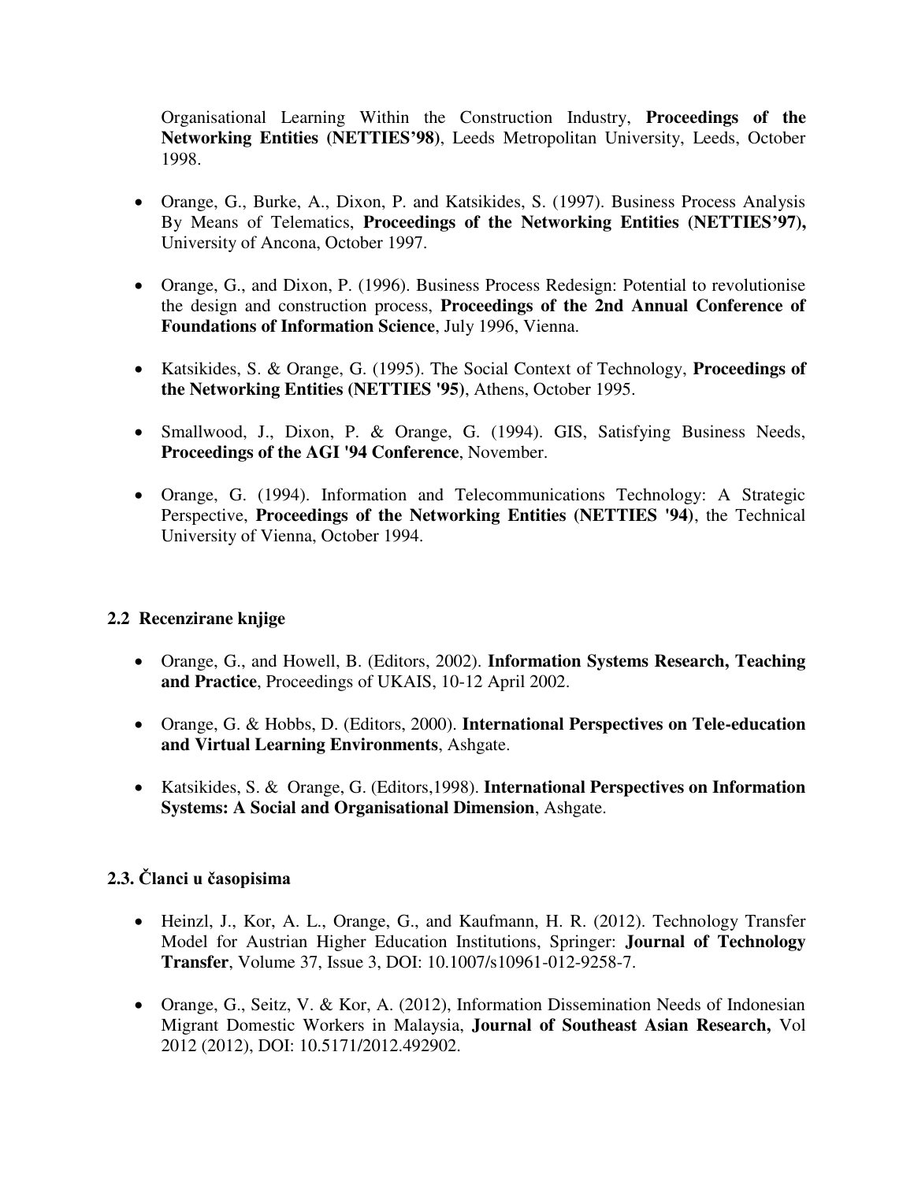Organisational Learning Within the Construction Industry, **Proceedings of the Networking Entities (NETTIES'98)**, Leeds Metropolitan University, Leeds, October 1998.

- Orange, G., Burke, A., Dixon, P. and Katsikides, S. (1997). Business Process Analysis By Means of Telematics, **Proceedings of the Networking Entities (NETTIES'97),** University of Ancona, October 1997.

- Orange, G., and Dixon, P. (1996). Business Process Redesign: Potential to revolutionise the design and construction process, **Proceedings of the 2nd Annual Conference of Foundations of Information Science**, July 1996, Vienna.

- Katsikides, S. & Orange, G. (1995). The Social Context of Technology, **Proceedings of the Networking Entities (NETTIES '95)**, Athens, October 1995.

- Smallwood, J., Dixon, P. & Orange, G. (1994). GIS, Satisfying Business Needs, **Proceedings of the AGI '94 Conference**, November.

- Orange, G. (1994). Information and Telecommunications Technology: A Strategic Perspective, **Proceedings of the Networking Entities (NETTIES '94)**, the Technical University of Vienna, October 1994.

### 2.2 Recenzirane knjige

- Orange, G., and Howell, B. (Editors, 2002). **Information Systems Research, Teaching and Practice**, Proceedings of UKAIS, 10-12 April 2002.

- Orange, G. & Hobbs, D. (Editors, 2000). **International Perspectives on Tele-education and Virtual Learning Environments**, Ashgate.

- Katsikides, S. & Orange, G. (Editors,1998). **International Perspectives on Information Systems: A Social and Organisational Dimension**, Ashgate.

### 2.3. Članci u časopisima

- Heinzl, J., Kor, A. L., Orange, G., and Kaufmann, H. R. (2012). Technology Transfer Model for Austrian Higher Education Institutions, Springer: **Journal of Technology Transfer**, Volume 37, Issue 3, DOI: 10.1007/s10961-012-9258-7.

- Orange, G., Seitz, V. & Kor, A. (2012), Information Dissemination Needs of Indonesian Migrant Domestic Workers in Malaysia, **Journal of Southeast Asian Research,** Vol 2012 (2012), DOI: 10.5171/2012.492902.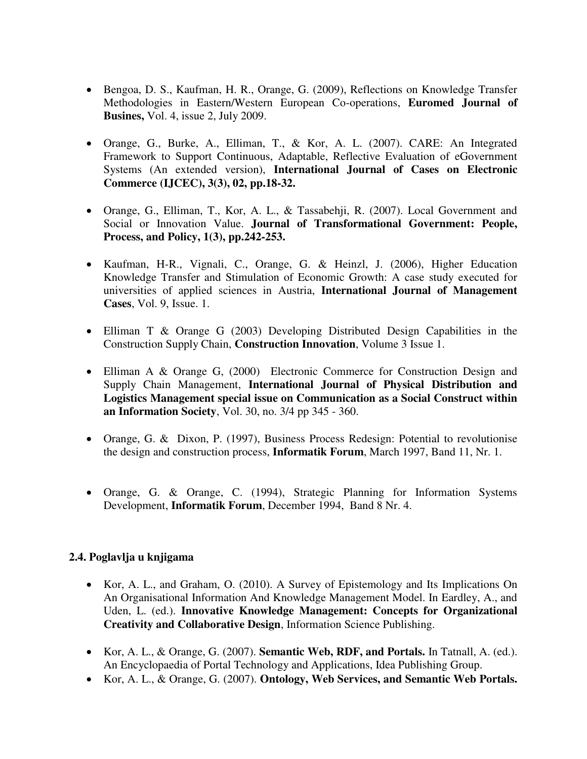- Bengoa, D. S., Kaufman, H. R., Orange, G. (2009), Reflections on Knowledge Transfer Methodologies in Eastern/Western European Co-operations, **Euromed Journal of Busines,** Vol. 4, issue 2, July 2009.

- Orange, G., Burke, A., Elliman, T., & Kor, A. L. (2007). CARE: An Integrated Framework to Support Continuous, Adaptable, Reflective Evaluation of eGovernment Systems (An extended version), **International Journal of Cases on Electronic Commerce (IJCEC), 3(3), 02, pp.18-32.**

- Orange, G., Elliman, T., Kor, A. L., & Tassabehji, R. (2007). Local Government and Social or Innovation Value. **Journal of Transformational Government: People, Process, and Policy, 1(3), pp.242-253.**

- Kaufman, H-R., Vignali, C., Orange, G. & Heinzl, J. (2006), Higher Education Knowledge Transfer and Stimulation of Economic Growth: A case study executed for universities of applied sciences in Austria, **International Journal of Management Cases**, Vol. 9, Issue. 1.

- Elliman T & Orange G (2003) Developing Distributed Design Capabilities in the Construction Supply Chain, **Construction Innovation**, Volume 3 Issue 1.

- Elliman A & Orange G, (2000) Electronic Commerce for Construction Design and Supply Chain Management, **International Journal of Physical Distribution and Logistics Management special issue on Communication as a Social Construct within an Information Society**, Vol. 30, no. 3/4 pp 345 - 360.

- Orange, G. & Dixon, P. (1997), Business Process Redesign: Potential to revolutionise the design and construction process, **Informatik Forum**, March 1997, Band 11, Nr. 1.

- Orange, G. & Orange, C. (1994), Strategic Planning for Information Systems Development, **Informatik Forum**, December 1994, Band 8 Nr. 4.

#### 2.4. Poglavlja u knjigama

- Kor, A. L., and Graham, O. (2010). A Survey of Epistemology and Its Implications On An Organisational Information And Knowledge Management Model. In Eardley, A., and Uden, L. (ed.). **Innovative Knowledge Management: Concepts for Organizational Creativity and Collaborative Design**, Information Science Publishing.

- Kor, A. L., & Orange, G. (2007). **Semantic Web, RDF, and Portals.** In Tatnall, A. (ed.). An Encyclopaedia of Portal Technology and Applications, Idea Publishing Group.
- Kor, A. L., & Orange, G. (2007). **Ontology, Web Services, and Semantic Web Portals.**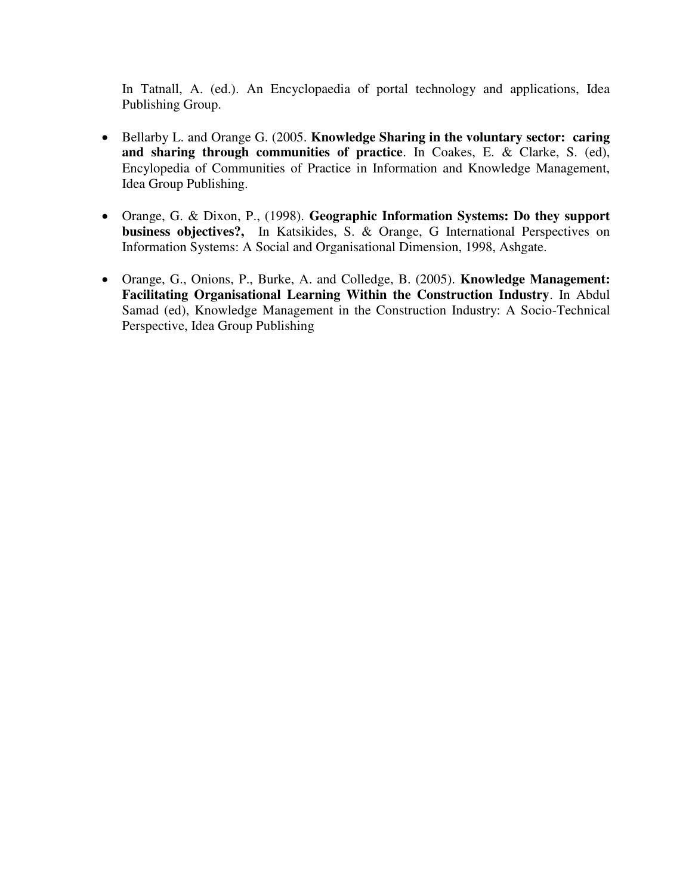In Tatnall, A. (ed.). An Encyclopaedia of portal technology and applications, Idea Publishing Group.

- Bellarby L. and Orange G. (2005. **Knowledge Sharing in the voluntary sector: caring and sharing through communities of practice**. In Coakes, E. & Clarke, S. (ed), Encylopedia of Communities of Practice in Information and Knowledge Management, Idea Group Publishing.

- Orange, G. & Dixon, P., (1998). **Geographic Information Systems: Do they support business objectives?,** In Katsikides, S. & Orange, G International Perspectives on Information Systems: A Social and Organisational Dimension, 1998, Ashgate.

- Orange, G., Onions, P., Burke, A. and Colledge, B. (2005). **Knowledge Management: Facilitating Organisational Learning Within the Construction Industry**. In Abdul Samad (ed), Knowledge Management in the Construction Industry: A Socio-Technical Perspective, Idea Group Publishing